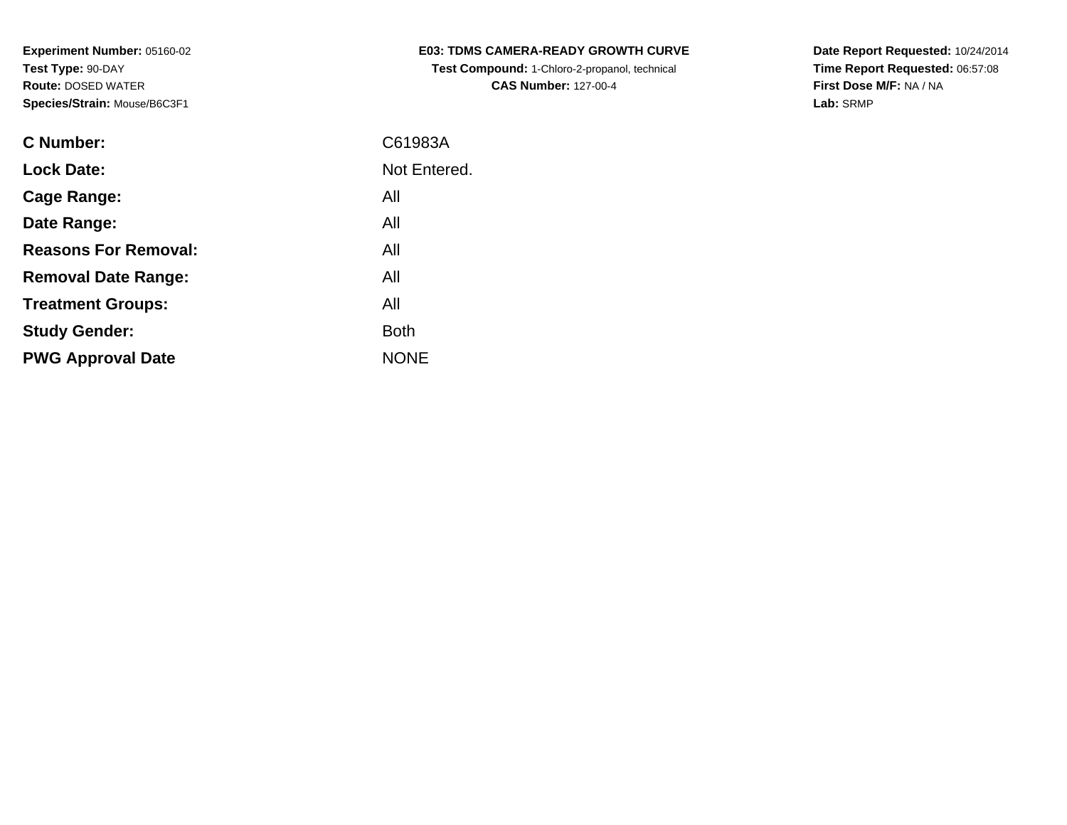**Experiment Number:** 05160-02
**Test Type:** 90-DAY
**Route:** DOSED WATER
**Species/Strain:** Mouse/B6C3F1

**E03: TDMS CAMERA-READY GROWTH CURVE**
**Test Compound:** 1-Chloro-2-propanol, technical
**CAS Number:** 127-00-4

**Date Report Requested:** 10/24/2014
**Time Report Requested:** 06:57:08
**First Dose M/F:** NA / NA
**Lab:** SRMP

| | |
|---|---|
| **C Number:** | C61983A |
| **Lock Date:** | Not Entered. |
| **Cage Range:** | All |
| **Date Range:** | All |
| **Reasons For Removal:** | All |
| **Removal Date Range:** | All |
| **Treatment Groups:** | All |
| **Study Gender:** | Both |
| **PWG Approval Date** | NONE |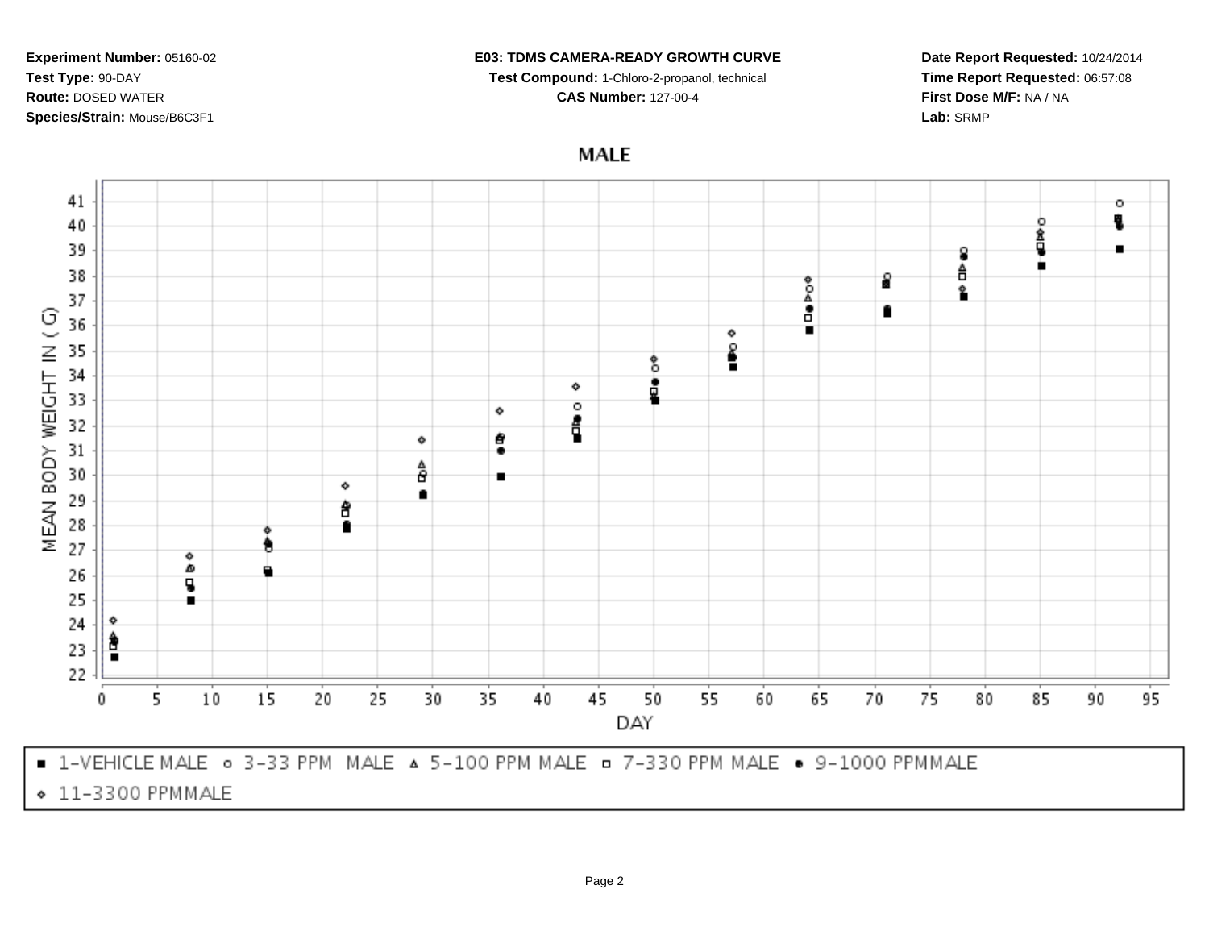**Experiment Number:** 05160-02
**Test Type:** 90-DAY
**Route:** DOSED WATER
**Species/Strain:** Mouse/B6C3F1

**E03: TDMS CAMERA-READY GROWTH CURVE**
**Test Compound:** 1-Chloro-2-propanol, technical
**CAS Number:** 127-00-4

**Date Report Requested:** 10/24/2014
**Time Report Requested:** 06:57:08
**First Dose M/F:** NA / NA
**Lab:** SRMP

## MALE

MEAN BODY WEIGHT IN ( G)

DAY

■ 1-VEHICLE MALE ○ 3-33 PPM MALE △ 5-100 PPM MALE □ 7-330 PPM MALE ● 9-1000 PPMMALE
◇ 11-3300 PPMMALE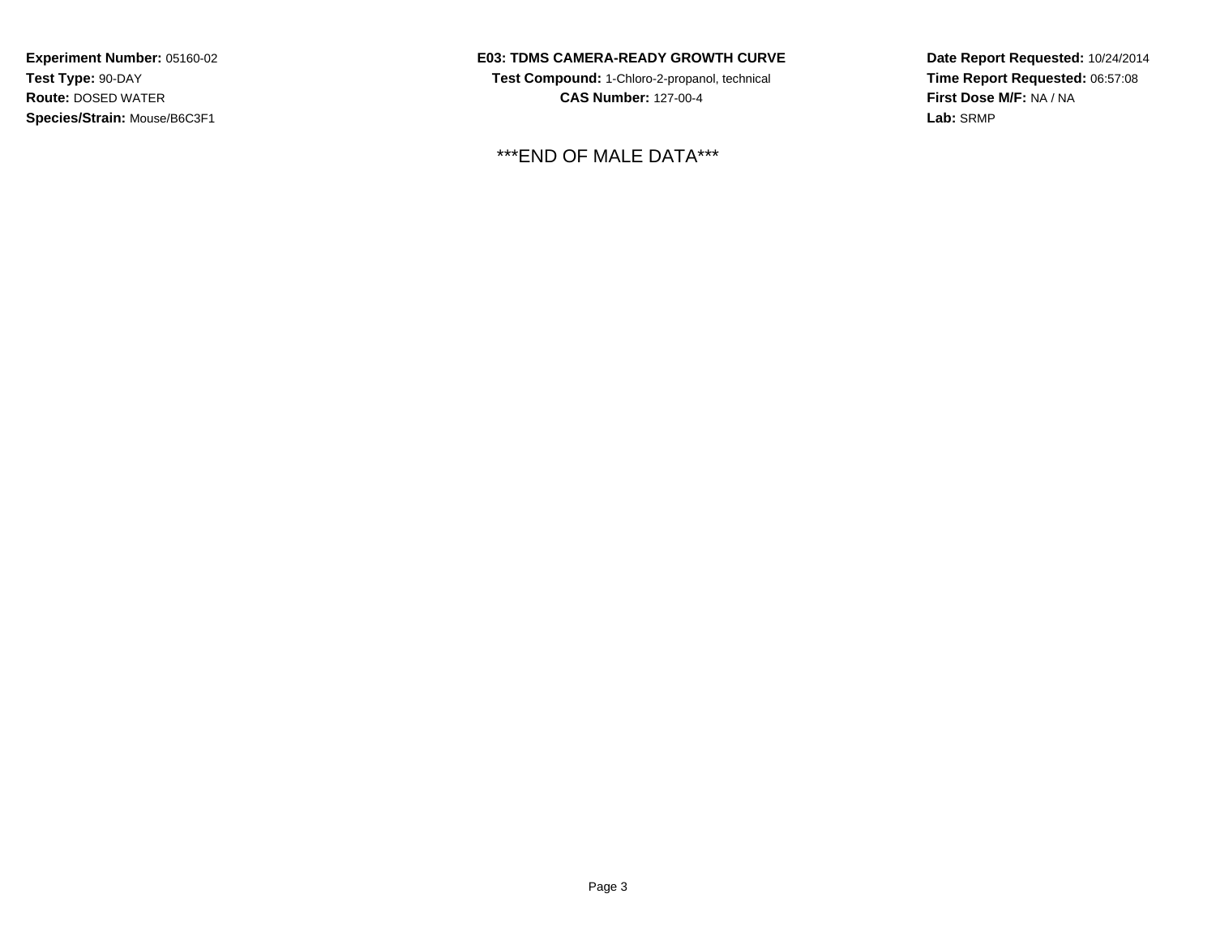**Experiment Number:** 05160-02
**Test Type:** 90-DAY
**Route:** DOSED WATER
**Species/Strain:** Mouse/B6C3F1

**E03: TDMS CAMERA-READY GROWTH CURVE**
**Test Compound:** 1-Chloro-2-propanol, technical
**CAS Number:** 127-00-4

**Date Report Requested:** 10/24/2014
**Time Report Requested:** 06:57:08
**First Dose M/F:** NA / NA
**Lab:** SRMP

***END OF MALE DATA***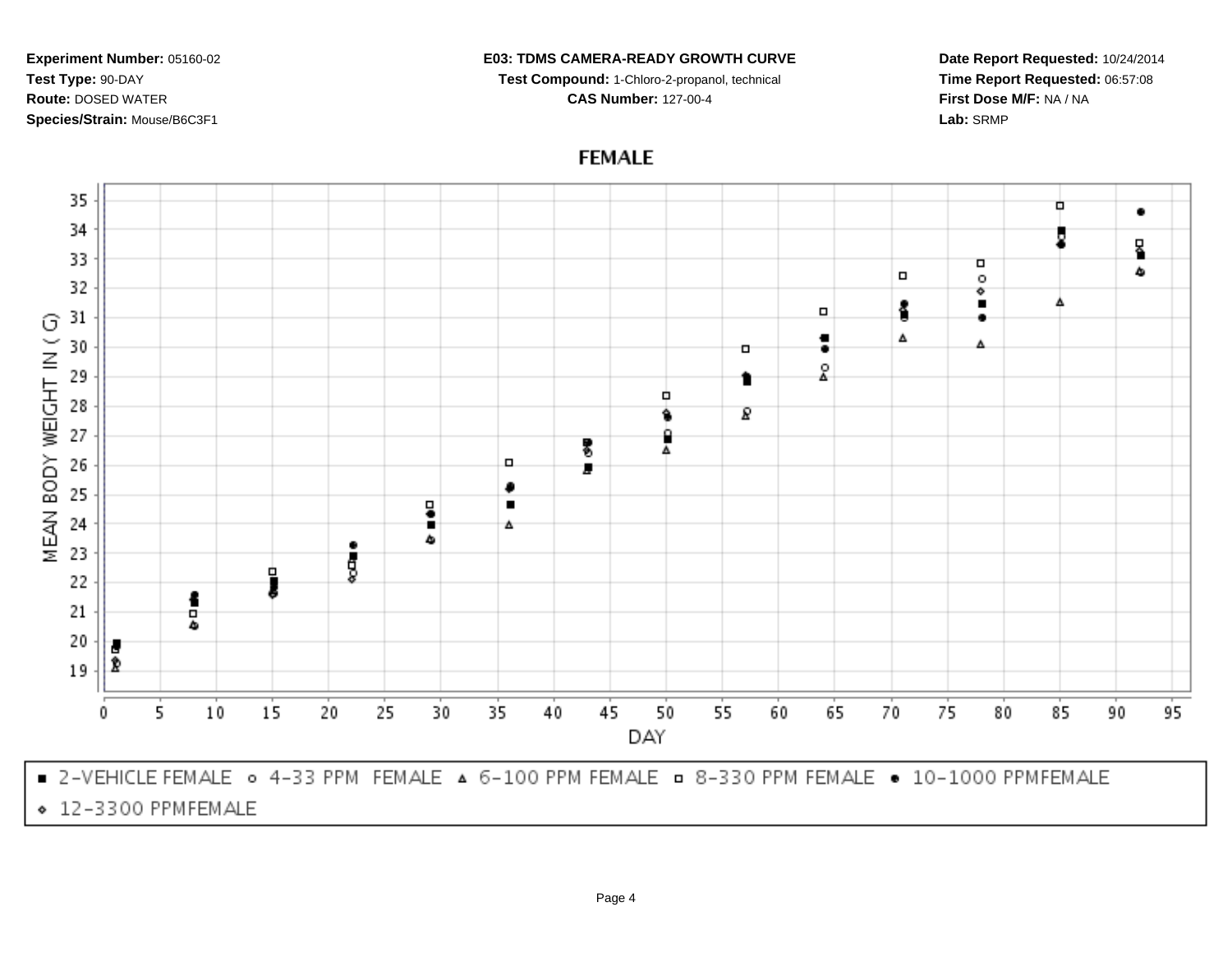**Experiment Number:** 05160-02
**Test Type:** 90-DAY
**Route:** DOSED WATER
**Species/Strain:** Mouse/B6C3F1

**E03: TDMS CAMERA-READY GROWTH CURVE**
**Test Compound:** 1-Chloro-2-propanol, technical
**CAS Number:** 127-00-4

**Date Report Requested:** 10/24/2014
**Time Report Requested:** 06:57:08
**First Dose M/F:** NA / NA
**Lab:** SRMP

## FEMALE

MEAN BODY WEIGHT IN ( G)

DAY

■ 2-VEHICLE FEMALE ○ 4-33 PPM FEMALE △ 6-100 PPM FEMALE □ 8-330 PPM FEMALE ● 10-1000 PPMFEMALE ◇ 12-3300 PPMFEMALE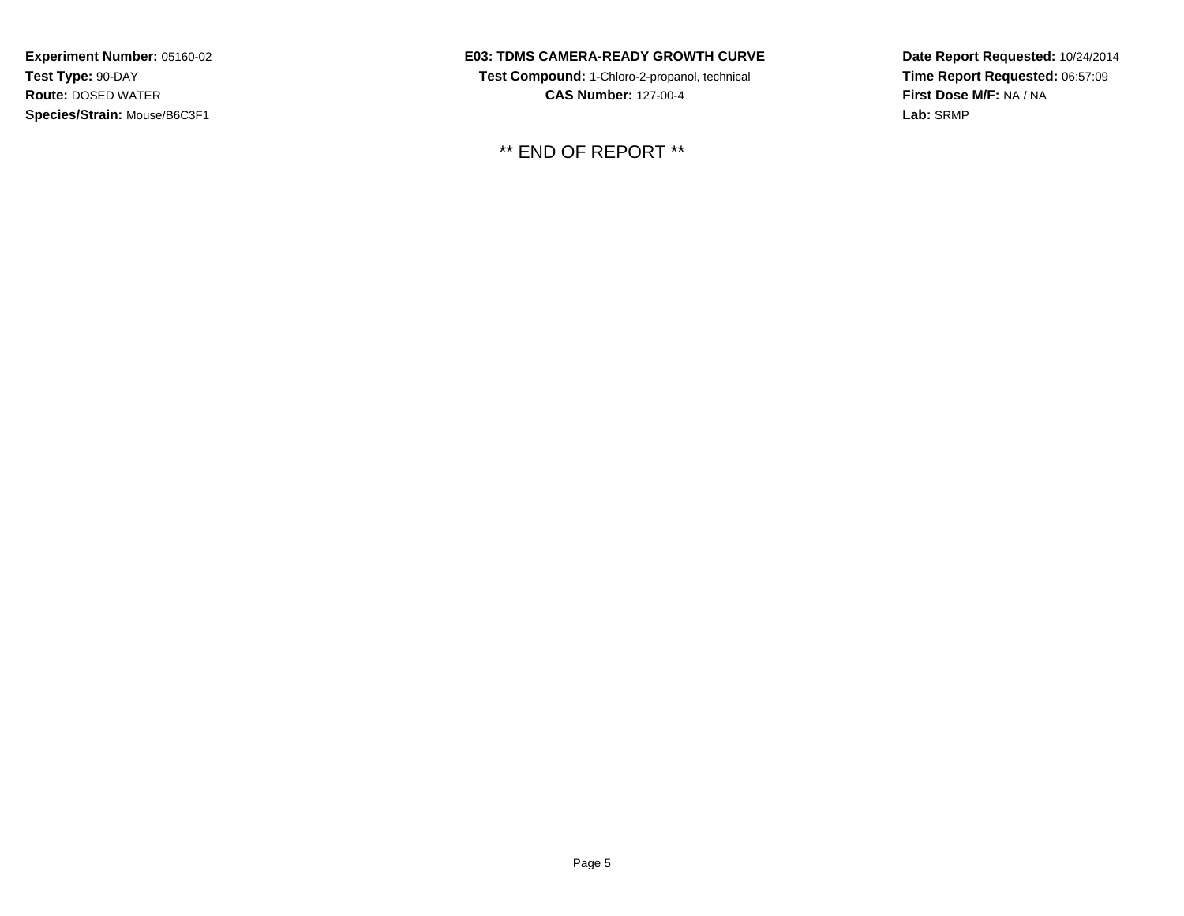**Experiment Number:** 05160-02
**Test Type:** 90-DAY
**Route:** DOSED WATER
**Species/Strain:** Mouse/B6C3F1

**E03: TDMS CAMERA-READY GROWTH CURVE**
**Test Compound:** 1-Chloro-2-propanol, technical
**CAS Number:** 127-00-4

**Date Report Requested:** 10/24/2014
**Time Report Requested:** 06:57:09
**First Dose M/F:** NA / NA
**Lab:** SRMP

** END OF REPORT **